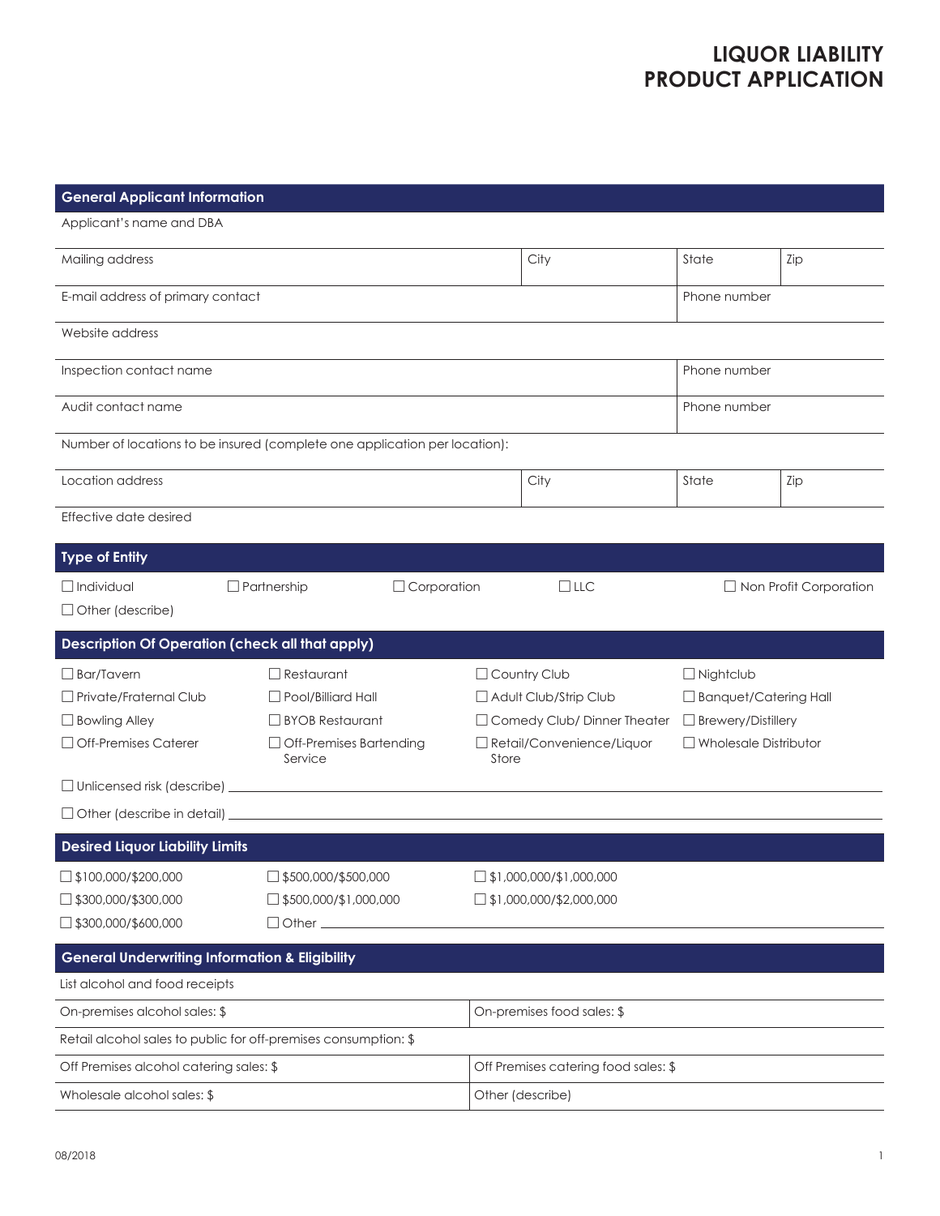# LIQUOR LIABILITY PRODUCT APPLICATION

## General Applicant Information

Applicant's name and DBA

| Mailing address | City | State | Zip |
|---|---|---|---|

| E-mail address of primary contact | Phone number |
|---|---|

Website address

| Inspection contact name | Phone number |
|---|---|
| Audit contact name | Phone number |

Number of locations to be insured (complete one application per location):

| Location address | City | State | Zip |
|---|---|---|---|

Effective date desired

## Type of Entity

☐ Individual ☐ Partnership ☐ Corporation ☐ LLC ☐ Non Profit Corporation

☐ Other (describe)

## Description Of Operation (check all that apply)

| | | | |
|---|---|---|---|
| ☐ Bar/Tavern | ☐ Restaurant | ☐ Country Club | ☐ Nightclub |
| ☐ Private/Fraternal Club | ☐ Pool/Billiard Hall | ☐ Adult Club/Strip Club | ☐ Banquet/Catering Hall |
| ☐ Bowling Alley | ☐ BYOB Restaurant | ☐ Comedy Club/ Dinner Theater | ☐ Brewery/Distillery |
| ☐ Off-Premises Caterer | ☐ Off-Premises Bartending Service | ☐ Retail/Convenience/Liquor Store | ☐ Wholesale Distributor |

☐ Unlicensed risk (describe) ___________________________

☐ Other (describe in detail) ___________________________

## Desired Liquor Liability Limits

| | | |
|---|---|---|
| ☐ $100,000/$200,000 | ☐ $500,000/$500,000 | ☐ $1,000,000/$1,000,000 |
| ☐ $300,000/$300,000 | ☐ $500,000/$1,000,000 | ☐ $1,000,000/$2,000,000 |
| ☐ $300,000/$600,000 | ☐ Other ___________________________ | |

## General Underwriting Information & Eligibility

List alcohol and food receipts

| | |
|---|---|
| On-premises alcohol sales: $ | On-premises food sales: $ |
| Retail alcohol sales to public for off-premises consumption: $ | |
| Off Premises alcohol catering sales: $ | Off Premises catering food sales: $ |
| Wholesale alcohol sales: $ | Other (describe) |

08/2018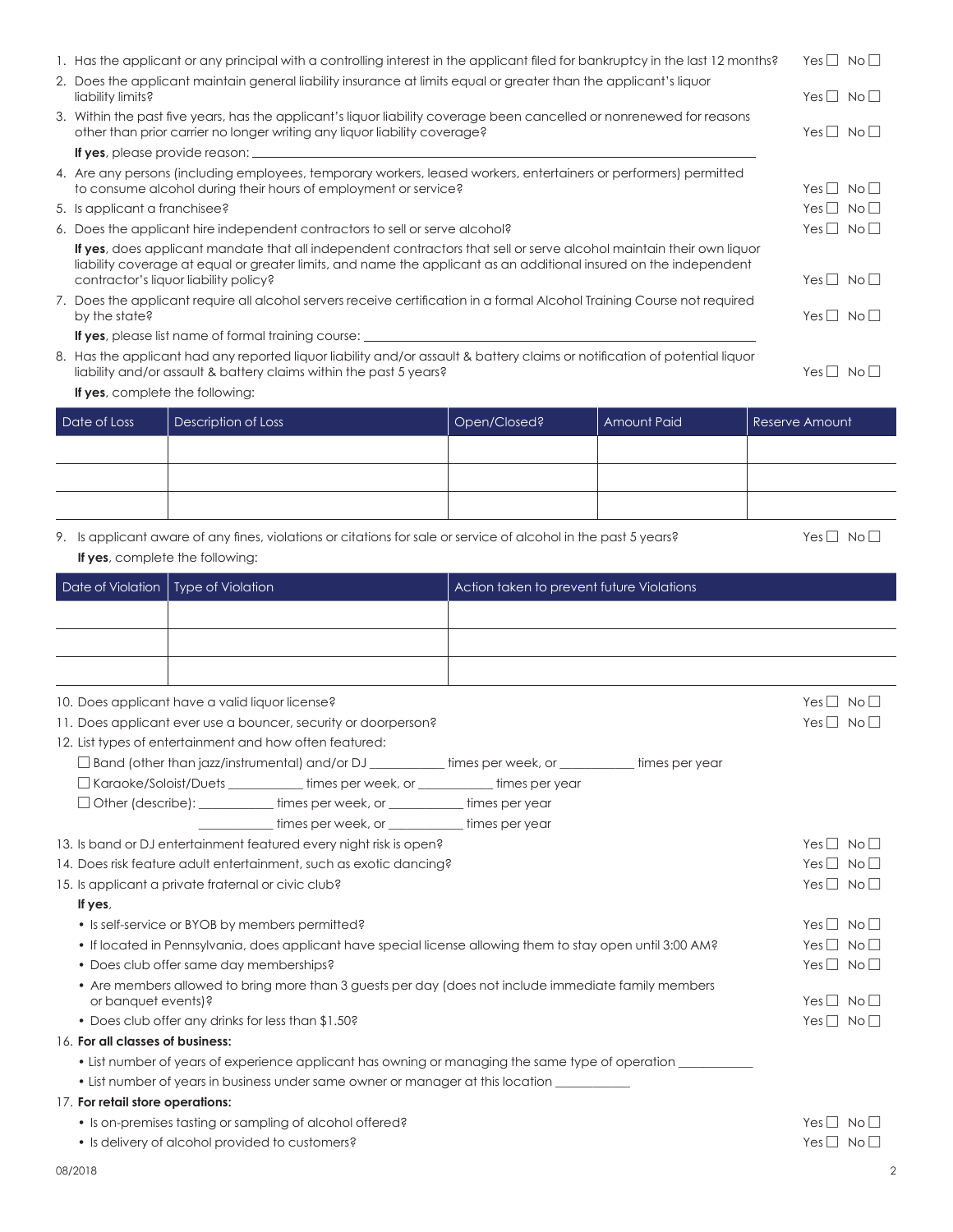1. Has the applicant or any principal with a controlling interest in the applicant filed for bankruptcy in the last 12 months? Yes ☐ No ☐
2. Does the applicant maintain general liability insurance at limits equal or greater than the applicant's liquor liability limits? Yes ☐ No ☐
3. Within the past five years, has the applicant's liquor liability coverage been cancelled or nonrenewed for reasons other than prior carrier no longer writing any liquor liability coverage? Yes ☐ No ☐

   **If yes**, please provide reason: ______________________________

4. Are any persons (including employees, temporary workers, leased workers, entertainers or performers) permitted to consume alcohol during their hours of employment or service? Yes ☐ No ☐
5. Is applicant a franchisee? Yes ☐ No ☐
6. Does the applicant hire independent contractors to sell or serve alcohol? Yes ☐ No ☐

   **If yes**, does applicant mandate that all independent contractors that sell or serve alcohol maintain their own liquor liability coverage at equal or greater limits, and name the applicant as an additional insured on the independent contractor's liquor liability policy? Yes ☐ No ☐

7. Does the applicant require all alcohol servers receive certification in a formal Alcohol Training Course not required by the state? Yes ☐ No ☐

   **If yes**, please list name of formal training course: ______________________________

8. Has the applicant had any reported liquor liability and/or assault & battery claims or notification of potential liquor liability and/or assault & battery claims within the past 5 years? Yes ☐ No ☐

   **If yes**, complete the following:

| Date of Loss | Description of Loss | Open/Closed? | Amount Paid | Reserve Amount |
|---|---|---|---|---|
| | | | | |
| | | | | |
| | | | | |

9. Is applicant aware of any fines, violations or citations for sale or service of alcohol in the past 5 years? Yes ☐ No ☐

   **If yes**, complete the following:

| Date of Violation | Type of Violation | Action taken to prevent future Violations |
|---|---|---|
| | | |
| | | |
| | | |

10. Does applicant have a valid liquor license? Yes ☐ No ☐
11. Does applicant ever use a bouncer, security or doorperson? Yes ☐ No ☐
12. List types of entertainment and how often featured:

    ☐ Band (other than jazz/instrumental) and/or DJ ___________ times per week, or ___________ times per year

    ☐ Karaoke/Soloist/Duets ___________ times per week, or ___________ times per year

    ☐ Other (describe): ___________ times per week, or ___________ times per year

    ___________ times per week, or ___________ times per year

13. Is band or DJ entertainment featured every night risk is open? Yes ☐ No ☐
14. Does risk feature adult entertainment, such as exotic dancing? Yes ☐ No ☐
15. Is applicant a private fraternal or civic club? Yes ☐ No ☐

    **If yes**,
    - Is self-service or BYOB by members permitted? Yes ☐ No ☐
    - If located in Pennsylvania, does applicant have special license allowing them to stay open until 3:00 AM? Yes ☐ No ☐
    - Does club offer same day memberships? Yes ☐ No ☐
    - Are members allowed to bring more than 3 guests per day (does not include immediate family members or banquet events)? Yes ☐ No ☐
    - Does club offer any drinks for less than $1.50? Yes ☐ No ☐

16. **For all classes of business:**
    - List number of years of experience applicant has owning or managing the same type of operation ___________
    - List number of years in business under same owner or manager at this location ___________

17. **For retail store operations:**
    - Is on-premises tasting or sampling of alcohol offered? Yes ☐ No ☐
    - Is delivery of alcohol provided to customers? Yes ☐ No ☐

08/2018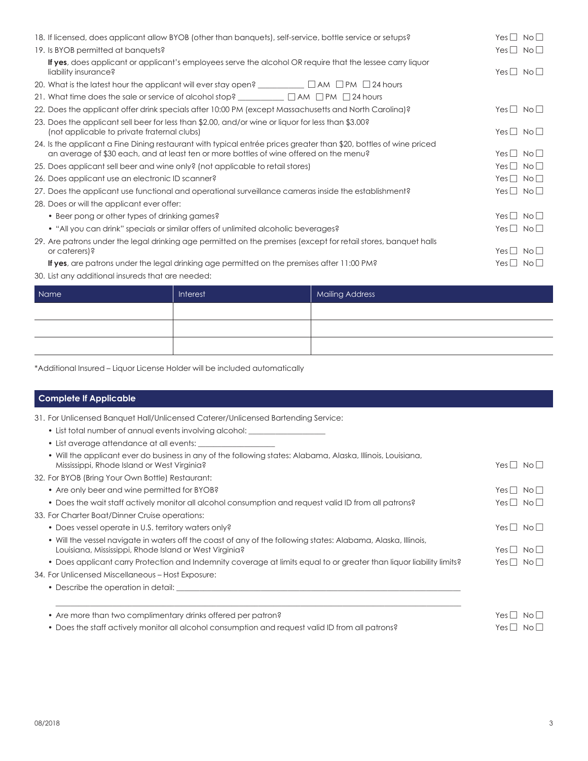18. If licensed, does applicant allow BYOB (other than banquets), self-service, bottle service or setups? Yes ☐ No ☐

19. Is BYOB permitted at banquets? Yes ☐ No ☐

**If yes**, does applicant or applicant's employees serve the alcohol OR require that the lessee carry liquor liability insurance? Yes ☐ No ☐

20. What is the latest hour the applicant will ever stay open? ___________ ☐ AM ☐ PM ☐ 24 hours

21. What time does the sale or service of alcohol stop? ___________ ☐ AM ☐ PM ☐ 24 hours

22. Does the applicant offer drink specials after 10:00 PM (except Massachusetts and North Carolina)? Yes ☐ No ☐

23. Does the applicant sell beer for less than $2.00, and/or wine or liquor for less than $3.00? (not applicable to private fraternal clubs) Yes ☐ No ☐

24. Is the applicant a Fine Dining restaurant with typical entrée prices greater than $20, bottles of wine priced an average of $30 each, and at least ten or more bottles of wine offered on the menu? Yes ☐ No ☐

25. Does applicant sell beer and wine only? (not applicable to retail stores) Yes ☐ No ☐

26. Does applicant use an electronic ID scanner? Yes ☐ No ☐

27. Does the applicant use functional and operational surveillance cameras inside the establishment? Yes ☐ No ☐

28. Does or will the applicant ever offer:
    - Beer pong or other types of drinking games? Yes ☐ No ☐
    - "All you can drink" specials or similar offers of unlimited alcoholic beverages? Yes ☐ No ☐

29. Are patrons under the legal drinking age permitted on the premises (except for retail stores, banquet halls or caterers)? Yes ☐ No ☐

**If yes**, are patrons under the legal drinking age permitted on the premises after 11:00 PM? Yes ☐ No ☐

30. List any additional insureds that are needed:

| Name | Interest | Mailing Address |
|---|---|---|
| | | |
| | | |
| | | |

*Additional Insured – Liquor License Holder will be included automatically

## Complete If Applicable

31. For Unlicensed Banquet Hall/Unlicensed Caterer/Unlicensed Bartending Service:
    - List total number of annual events involving alcohol: ___________________
    - List average attendance at all events: ___________________
    - Will the applicant ever do business in any of the following states: Alabama, Alaska, Illinois, Louisiana, Mississippi, Rhode Island or West Virginia? Yes ☐ No ☐

32. For BYOB (Bring Your Own Bottle) Restaurant:
    - Are only beer and wine permitted for BYOB? Yes ☐ No ☐
    - Does the wait staff actively monitor all alcohol consumption and request valid ID from all patrons? Yes ☐ No ☐

33. For Charter Boat/Dinner Cruise operations:
    - Does vessel operate in U.S. territory waters only? Yes ☐ No ☐
    - Will the vessel navigate in waters off the coast of any of the following states: Alabama, Alaska, Illinois, Louisiana, Mississippi, Rhode Island or West Virginia? Yes ☐ No ☐
    - Does applicant carry Protection and Indemnity coverage at limits equal to or greater than liquor liability limits? Yes ☐ No ☐

34. For Unlicensed Miscellaneous – Host Exposure:
    - Describe the operation in detail: ___________________________________________________________

      ___________________________________________________________
    - Are more than two complimentary drinks offered per patron? Yes ☐ No ☐
    - Does the staff actively monitor all alcohol consumption and request valid ID from all patrons? Yes ☐ No ☐

08/2018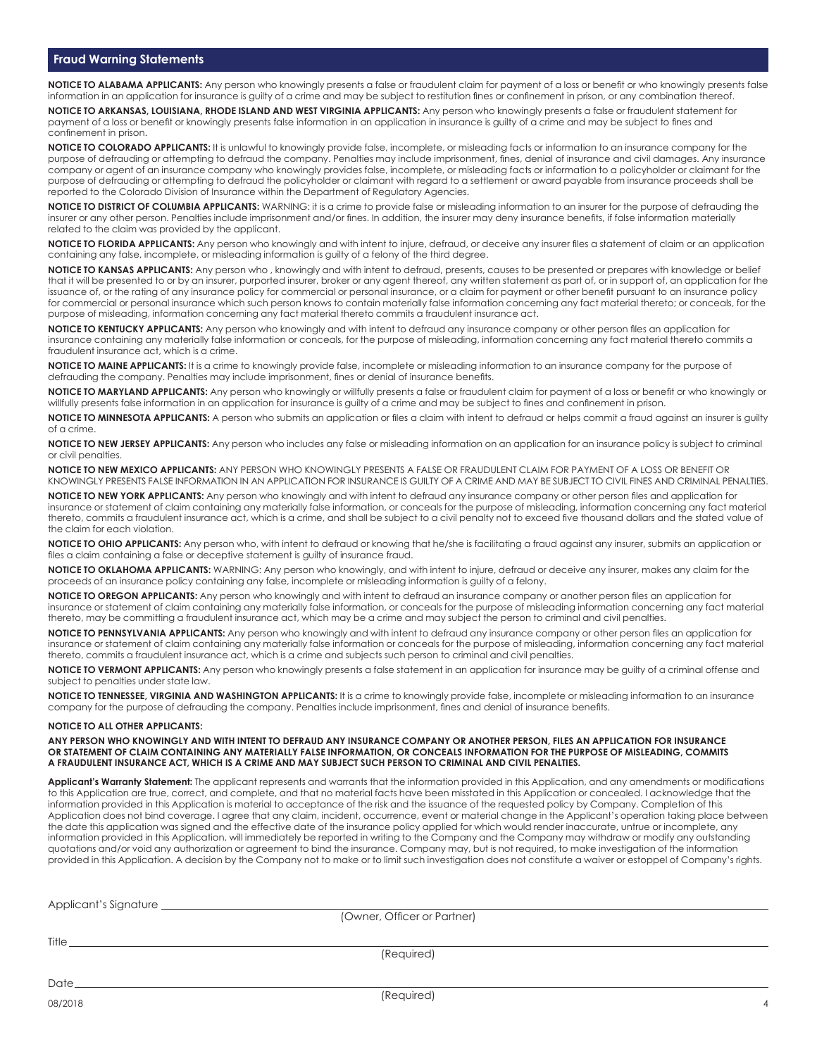## Fraud Warning Statements

**NOTICE TO ALABAMA APPLICANTS:** Any person who knowingly presents a false or fraudulent claim for payment of a loss or benefit or who knowingly presents false information in an application for insurance is guilty of a crime and may be subject to restitution fines or confinement in prison, or any combination thereof.

**NOTICE TO ARKANSAS, LOUISIANA, RHODE ISLAND AND WEST VIRGINIA APPLICANTS:** Any person who knowingly presents a false or fraudulent statement for payment of a loss or benefit or knowingly presents false information in an application in insurance is guilty of a crime and may be subject to fines and confinement in prison.

**NOTICE TO COLORADO APPLICANTS:** It is unlawful to knowingly provide false, incomplete, or misleading facts or information to an insurance company for the purpose of defrauding or attempting to defraud the company. Penalties may include imprisonment, fines, denial of insurance and civil damages. Any insurance company or agent of an insurance company who knowingly provides false, incomplete, or misleading facts or information to a policyholder or claimant for the purpose of defrauding or attempting to defraud the policyholder or claimant with regard to a settlement or award payable from insurance proceeds shall be reported to the Colorado Division of Insurance within the Department of Regulatory Agencies.

**NOTICE TO DISTRICT OF COLUMBIA APPLICANTS:** WARNING: it is a crime to provide false or misleading information to an insurer for the purpose of defrauding the insurer or any other person. Penalties include imprisonment and/or fines. In addition, the insurer may deny insurance benefits, if false information materially related to the claim was provided by the applicant.

**NOTICE TO FLORIDA APPLICANTS:** Any person who knowingly and with intent to injure, defraud, or deceive any insurer files a statement of claim or an application containing any false, incomplete, or misleading information is guilty of a felony of the third degree.

**NOTICE TO KANSAS APPLICANTS:** Any person who , knowingly and with intent to defraud, presents, causes to be presented or prepares with knowledge or belief that it will be presented to or by an insurer, purported insurer, broker or any agent thereof, any written statement as part of, or in support of, an application for the issuance of, or the rating of any insurance policy for commercial or personal insurance, or a claim for payment or other benefit pursuant to an insurance policy for commercial or personal insurance which such person knows to contain materially false information concerning any fact material thereto; or conceals, for the purpose of misleading, information concerning any fact material thereto commits a fraudulent insurance act.

**NOTICE TO KENTUCKY APPLICANTS:** Any person who knowingly and with intent to defraud any insurance company or other person files an application for insurance containing any materially false information or conceals, for the purpose of misleading, information concerning any fact material thereto commits a fraudulent insurance act, which is a crime.

**NOTICE TO MAINE APPLICANTS:** It is a crime to knowingly provide false, incomplete or misleading information to an insurance company for the purpose of defrauding the company. Penalties may include imprisonment, fines or denial of insurance benefits.

**NOTICE TO MARYLAND APPLICANTS:** Any person who knowingly or willfully presents a false or fraudulent claim for payment of a loss or benefit or who knowingly or willfully presents false information in an application for insurance is guilty of a crime and may be subject to fines and confinement in prison.

**NOTICE TO MINNESOTA APPLICANTS:** A person who submits an application or files a claim with intent to defraud or helps commit a fraud against an insurer is guilty of a crime.

**NOTICE TO NEW JERSEY APPLICANTS:** Any person who includes any false or misleading information on an application for an insurance policy is subject to criminal or civil penalties.

**NOTICE TO NEW MEXICO APPLICANTS:** ANY PERSON WHO KNOWINGLY PRESENTS A FALSE OR FRAUDULENT CLAIM FOR PAYMENT OF A LOSS OR BENEFIT OR KNOWINGLY PRESENTS FALSE INFORMATION IN AN APPLICATION FOR INSURANCE IS GUILTY OF A CRIME AND MAY BE SUBJECT TO CIVIL FINES AND CRIMINAL PENALTIES.

**NOTICE TO NEW YORK APPLICANTS:** Any person who knowingly and with intent to defraud any insurance company or other person files and application for insurance or statement of claim containing any materially false information, or conceals for the purpose of misleading, information concerning any fact material thereto, commits a fraudulent insurance act, which is a crime, and shall be subject to a civil penalty not to exceed five thousand dollars and the stated value of the claim for each violation.

**NOTICE TO OHIO APPLICANTS:** Any person who, with intent to defraud or knowing that he/she is facilitating a fraud against any insurer, submits an application or files a claim containing a false or deceptive statement is guilty of insurance fraud.

**NOTICE TO OKLAHOMA APPLICANTS:** WARNING: Any person who knowingly, and with intent to injure, defraud or deceive any insurer, makes any claim for the proceeds of an insurance policy containing any false, incomplete or misleading information is guilty of a felony.

**NOTICE TO OREGON APPLICANTS:** Any person who knowingly and with intent to defraud an insurance company or another person files an application for insurance or statement of claim containing any materially false information, or conceals for the purpose of misleading information concerning any fact material thereto, may be committing a fraudulent insurance act, which may be a crime and may subject the person to criminal and civil penalties.

**NOTICE TO PENNSYLVANIA APPLICANTS:** Any person who knowingly and with intent to defraud any insurance company or other person files an application for insurance or statement of claim containing any materially false information or conceals for the purpose of misleading, information concerning any fact material thereto, commits a fraudulent insurance act, which is a crime and subjects such person to criminal and civil penalties.

**NOTICE TO VERMONT APPLICANTS:** Any person who knowingly presents a false statement in an application for insurance may be guilty of a criminal offense and subject to penalties under state law.

**NOTICE TO TENNESSEE, VIRGINIA AND WASHINGTON APPLICANTS:** It is a crime to knowingly provide false, incomplete or misleading information to an insurance company for the purpose of defrauding the company. Penalties include imprisonment, fines and denial of insurance benefits.

**NOTICE TO ALL OTHER APPLICANTS:**

**ANY PERSON WHO KNOWINGLY AND WITH INTENT TO DEFRAUD ANY INSURANCE COMPANY OR ANOTHER PERSON, FILES AN APPLICATION FOR INSURANCE OR STATEMENT OF CLAIM CONTAINING ANY MATERIALLY FALSE INFORMATION, OR CONCEALS INFORMATION FOR THE PURPOSE OF MISLEADING, COMMITS A FRAUDULENT INSURANCE ACT, WHICH IS A CRIME AND MAY SUBJECT SUCH PERSON TO CRIMINAL AND CIVIL PENALTIES.**

**Applicant's Warranty Statement:** The applicant represents and warrants that the information provided in this Application, and any amendments or modifications to this Application are true, correct, and complete, and that no material facts have been misstated in this Application or concealed. I acknowledge that the information provided in this Application is material to acceptance of the risk and the issuance of the requested policy by Company. Completion of this Application does not bind coverage. I agree that any claim, incident, occurrence, event or material change in the Applicant's operation taking place between the date this application was signed and the effective date of the insurance policy applied for which would render inaccurate, untrue or incomplete, any information provided in this Application, will immediately be reported in writing to the Company and the Company may withdraw or modify any outstanding quotations and/or void any authorization or agreement to bind the insurance. Company may, but is not required, to make investigation of the information provided in this Application. A decision by the Company not to make or to limit such investigation does not constitute a waiver or estoppel of Company's rights.

Applicant's Signature ______________________________
(Owner, Officer or Partner)

Title ______________________________
(Required)

Date ______________________________
(Required)

08/2018